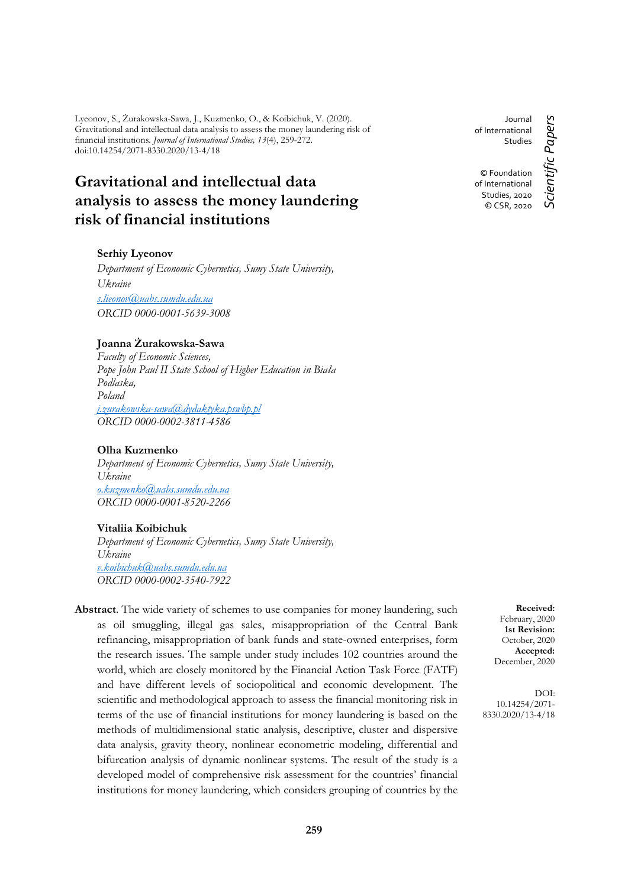Lyeonov, S., Żurakowska-Sawa, J., Kuzmenko, O., & Koibichuk, V. (2020). Gravitational and intellectual data analysis to assess the money laundering risk of financial institutions. *Journal of International Studies, 13*(4), 259-272. doi:10.14254/2071-8330.2020/13-4/18

Journal of International Studies

© Foundation of International Studies, 2020
© CSR, 2020

*Scientific Papers*

# Gravitational and intellectual data analysis to assess the money laundering risk of financial institutions

**Serhiy Lyeonov**
*Department of Economic Cybernetics, Sumy State University, Ukraine*
*s.lieonov@uabs.sumdu.edu.ua*
*ORCID 0000-0001-5639-3008*

**Joanna Żurakowska-Sawa**
*Faculty of Economic Sciences, Pope John Paul II State School of Higher Education in Biała Podlaska, Poland*
*j.zurakowska-sawa@dydaktyka.pswbp.pl*
*ORCID 0000-0002-3811-4586*

**Olha Kuzmenko**
*Department of Economic Cybernetics, Sumy State University, Ukraine*
*o.kuzmenko@uabs.sumdu.edu.ua*
*ORCID 0000-0001-8520-2266*

**Vitaliia Koibichuk**
*Department of Economic Cybernetics, Sumy State University, Ukraine*
*v.koibichuk@uabs.sumdu.edu.ua*
*ORCID 0000-0002-3540-7922*

**Received:** February, 2020
**1st Revision:** October, 2020
**Accepted:** December, 2020

DOI: 10.14254/2071-8330.2020/13-4/18

**Abstract**. The wide variety of schemes to use companies for money laundering, such as oil smuggling, illegal gas sales, misappropriation of the Central Bank refinancing, misappropriation of bank funds and state-owned enterprises, form the research issues. The sample under study includes 102 countries around the world, which are closely monitored by the Financial Action Task Force (FATF) and have different levels of sociopolitical and economic development. The scientific and methodological approach to assess the financial monitoring risk in terms of the use of financial institutions for money laundering is based on the methods of multidimensional static analysis, descriptive, cluster and dispersive data analysis, gravity theory, nonlinear econometric modeling, differential and bifurcation analysis of dynamic nonlinear systems. The result of the study is a developed model of comprehensive risk assessment for the countries' financial institutions for money laundering, which considers grouping of countries by the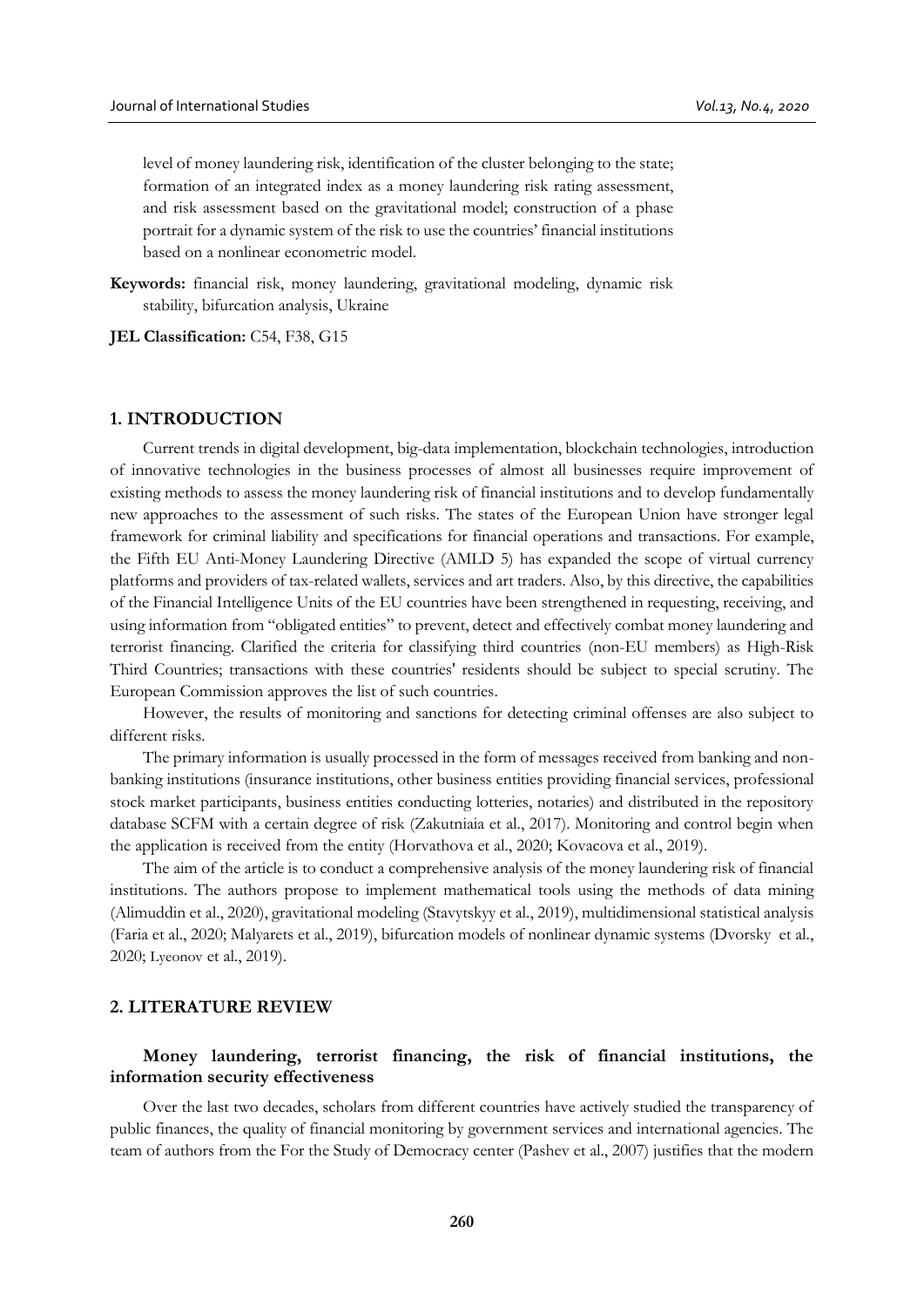level of money laundering risk, identification of the cluster belonging to the state; formation of an integrated index as a money laundering risk rating assessment, and risk assessment based on the gravitational model; construction of a phase portrait for a dynamic system of the risk to use the countries' financial institutions based on a nonlinear econometric model.

**Keywords:** financial risk, money laundering, gravitational modeling, dynamic risk stability, bifurcation analysis, Ukraine

**JEL Classification:** C54, F38, G15

## 1. INTRODUCTION

Current trends in digital development, big-data implementation, blockchain technologies, introduction of innovative technologies in the business processes of almost all businesses require improvement of existing methods to assess the money laundering risk of financial institutions and to develop fundamentally new approaches to the assessment of such risks. The states of the European Union have stronger legal framework for criminal liability and specifications for financial operations and transactions. For example, the Fifth EU Anti-Money Laundering Directive (AMLD 5) has expanded the scope of virtual currency platforms and providers of tax-related wallets, services and art traders. Also, by this directive, the capabilities of the Financial Intelligence Units of the EU countries have been strengthened in requesting, receiving, and using information from "obligated entities" to prevent, detect and effectively combat money laundering and terrorist financing. Clarified the criteria for classifying third countries (non-EU members) as High-Risk Third Countries; transactions with these countries' residents should be subject to special scrutiny. The European Commission approves the list of such countries.

However, the results of monitoring and sanctions for detecting criminal offenses are also subject to different risks.

The primary information is usually processed in the form of messages received from banking and non-banking institutions (insurance institutions, other business entities providing financial services, professional stock market participants, business entities conducting lotteries, notaries) and distributed in the repository database SCFM with a certain degree of risk (Zakutniaia et al., 2017). Monitoring and control begin when the application is received from the entity (Horvathova et al., 2020; Kovacova et al., 2019).

The aim of the article is to conduct a comprehensive analysis of the money laundering risk of financial institutions. The authors propose to implement mathematical tools using the methods of data mining (Alimuddin et al., 2020), gravitational modeling (Stavytskyy et al., 2019), multidimensional statistical analysis (Faria et al., 2020; Malyarets et al., 2019), bifurcation models of nonlinear dynamic systems (Dvorsky et al., 2020; Lyeonov et al., 2019).

## 2. LITERATURE REVIEW

### Money laundering, terrorist financing, the risk of financial institutions, the information security effectiveness

Over the last two decades, scholars from different countries have actively studied the transparency of public finances, the quality of financial monitoring by government services and international agencies. The team of authors from the For the Study of Democracy center (Pashev et al., 2007) justifies that the modern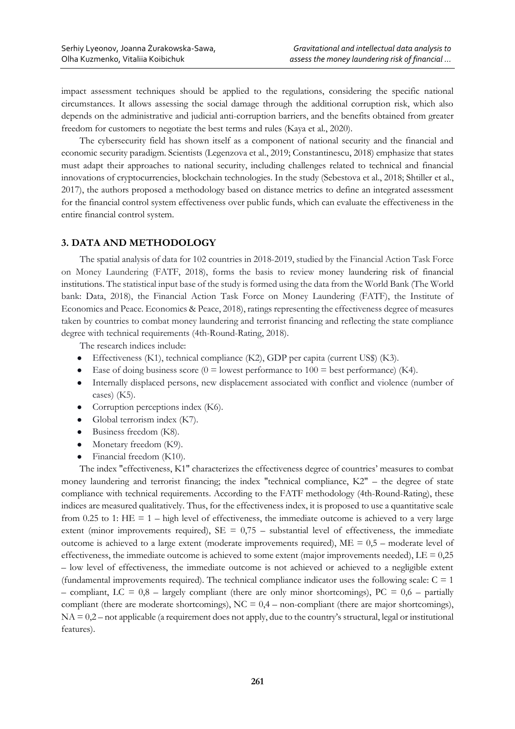impact assessment techniques should be applied to the regulations, considering the specific national circumstances. It allows assessing the social damage through the additional corruption risk, which also depends on the administrative and judicial anti-corruption barriers, and the benefits obtained from greater freedom for customers to negotiate the best terms and rules (Kaya et al., 2020).

The cybersecurity field has shown itself as a component of national security and the financial and economic security paradigm. Scientists (Legenzova et al., 2019; Constantinescu, 2018) emphasize that states must adapt their approaches to national security, including challenges related to technical and financial innovations of cryptocurrencies, blockchain technologies. In the study (Sebestova et al., 2018; Shtiller et al., 2017), the authors proposed a methodology based on distance metrics to define an integrated assessment for the financial control system effectiveness over public funds, which can evaluate the effectiveness in the entire financial control system.

## 3. DATA AND METHODOLOGY

The spatial analysis of data for 102 countries in 2018-2019, studied by the Financial Action Task Force on Money Laundering (FATF, 2018), forms the basis to review money laundering risk of financial institutions. The statistical input base of the study is formed using the data from the World Bank (The World bank: Data, 2018), the Financial Action Task Force on Money Laundering (FATF), the Institute of Economics and Peace. Economics & Peace, 2018), ratings representing the effectiveness degree of measures taken by countries to combat money laundering and terrorist financing and reflecting the state compliance degree with technical requirements (4th-Round-Rating, 2018).

The research indices include:

- Effectiveness (K1), technical compliance (K2), GDP per capita (current US$) (K3).
- Ease of doing business score (0 = lowest performance to 100 = best performance) (K4).
- Internally displaced persons, new displacement associated with conflict and violence (number of cases) (K5).
- Corruption perceptions index (K6).
- Global terrorism index (K7).
- Business freedom (K8).
- Monetary freedom (K9).
- Financial freedom (K10).

The index "effectiveness, K1" characterizes the effectiveness degree of countries' measures to combat money laundering and terrorist financing; the index "technical compliance, K2" – the degree of state compliance with technical requirements. According to the FATF methodology (4th-Round-Rating), these indices are measured qualitatively. Thus, for the effectiveness index, it is proposed to use a quantitative scale from 0.25 to 1: HE = 1 – high level of effectiveness, the immediate outcome is achieved to a very large extent (minor improvements required), SE = 0,75 – substantial level of effectiveness, the immediate outcome is achieved to a large extent (moderate improvements required), ME = 0,5 – moderate level of effectiveness, the immediate outcome is achieved to some extent (major improvements needed), LE = 0,25 – low level of effectiveness, the immediate outcome is not achieved or achieved to a negligible extent (fundamental improvements required). The technical compliance indicator uses the following scale: C = 1 – compliant, LC = 0,8 – largely compliant (there are only minor shortcomings), PC = 0,6 – partially compliant (there are moderate shortcomings), NC = 0,4 – non-compliant (there are major shortcomings), NA = 0,2 – not applicable (a requirement does not apply, due to the country's structural, legal or institutional features).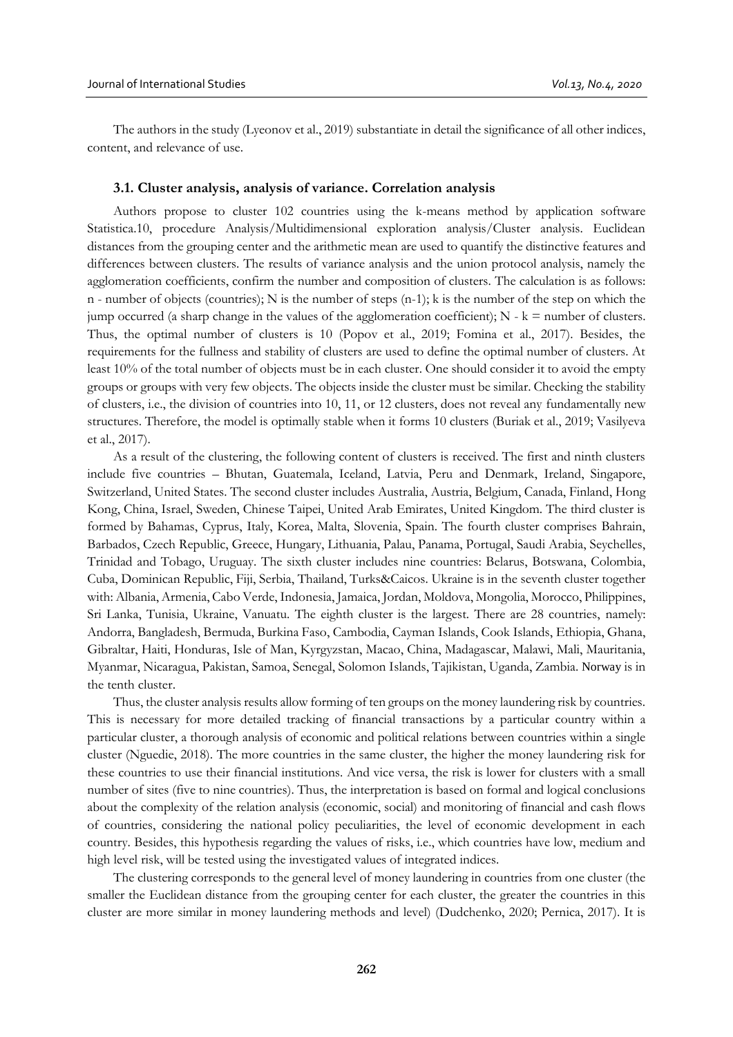The authors in the study (Lyeonov et al., 2019) substantiate in detail the significance of all other indices, content, and relevance of use.

### 3.1. Cluster analysis, analysis of variance. Correlation analysis

Authors propose to cluster 102 countries using the k-means method by application software Statistica.10, procedure Analysis/Multidimensional exploration analysis/Cluster analysis. Euclidean distances from the grouping center and the arithmetic mean are used to quantify the distinctive features and differences between clusters. The results of variance analysis and the union protocol analysis, namely the agglomeration coefficients, confirm the number and composition of clusters. The calculation is as follows: n - number of objects (countries); N is the number of steps (n-1); k is the number of the step on which the jump occurred (a sharp change in the values of the agglomeration coefficient); N - k = number of clusters. Thus, the optimal number of clusters is 10 (Popov et al., 2019; Fomina et al., 2017). Besides, the requirements for the fullness and stability of clusters are used to define the optimal number of clusters. At least 10% of the total number of objects must be in each cluster. One should consider it to avoid the empty groups or groups with very few objects. The objects inside the cluster must be similar. Checking the stability of clusters, i.e., the division of countries into 10, 11, or 12 clusters, does not reveal any fundamentally new structures. Therefore, the model is optimally stable when it forms 10 clusters (Buriak et al., 2019; Vasilyeva et al., 2017).

As a result of the clustering, the following content of clusters is received. The first and ninth clusters include five countries – Bhutan, Guatemala, Iceland, Latvia, Peru and Denmark, Ireland, Singapore, Switzerland, United States. The second cluster includes Australia, Austria, Belgium, Canada, Finland, Hong Kong, China, Israel, Sweden, Chinese Taipei, United Arab Emirates, United Kingdom. The third cluster is formed by Bahamas, Cyprus, Italy, Korea, Malta, Slovenia, Spain. The fourth cluster comprises Bahrain, Barbados, Czech Republic, Greece, Hungary, Lithuania, Palau, Panama, Portugal, Saudi Arabia, Seychelles, Trinidad and Tobago, Uruguay. The sixth cluster includes nine countries: Belarus, Botswana, Colombia, Cuba, Dominican Republic, Fiji, Serbia, Thailand, Turks&Caicos. Ukraine is in the seventh cluster together with: Albania, Armenia, Cabo Verde, Indonesia, Jamaica, Jordan, Moldova, Mongolia, Morocco, Philippines, Sri Lanka, Tunisia, Ukraine, Vanuatu. The eighth cluster is the largest. There are 28 countries, namely: Andorra, Bangladesh, Bermuda, Burkina Faso, Cambodia, Cayman Islands, Cook Islands, Ethiopia, Ghana, Gibraltar, Haiti, Honduras, Isle of Man, Kyrgyzstan, Macao, China, Madagascar, Malawi, Mali, Mauritania, Myanmar, Nicaragua, Pakistan, Samoa, Senegal, Solomon Islands, Tajikistan, Uganda, Zambia. Norway is in the tenth cluster.

Thus, the cluster analysis results allow forming of ten groups on the money laundering risk by countries. This is necessary for more detailed tracking of financial transactions by a particular country within a particular cluster, a thorough analysis of economic and political relations between countries within a single cluster (Nguedie, 2018). The more countries in the same cluster, the higher the money laundering risk for these countries to use their financial institutions. And vice versa, the risk is lower for clusters with a small number of sites (five to nine countries). Thus, the interpretation is based on formal and logical conclusions about the complexity of the relation analysis (economic, social) and monitoring of financial and cash flows of countries, considering the national policy peculiarities, the level of economic development in each country. Besides, this hypothesis regarding the values of risks, i.e., which countries have low, medium and high level risk, will be tested using the investigated values of integrated indices.

The clustering corresponds to the general level of money laundering in countries from one cluster (the smaller the Euclidean distance from the grouping center for each cluster, the greater the countries in this cluster are more similar in money laundering methods and level) (Dudchenko, 2020; Pernica, 2017). It is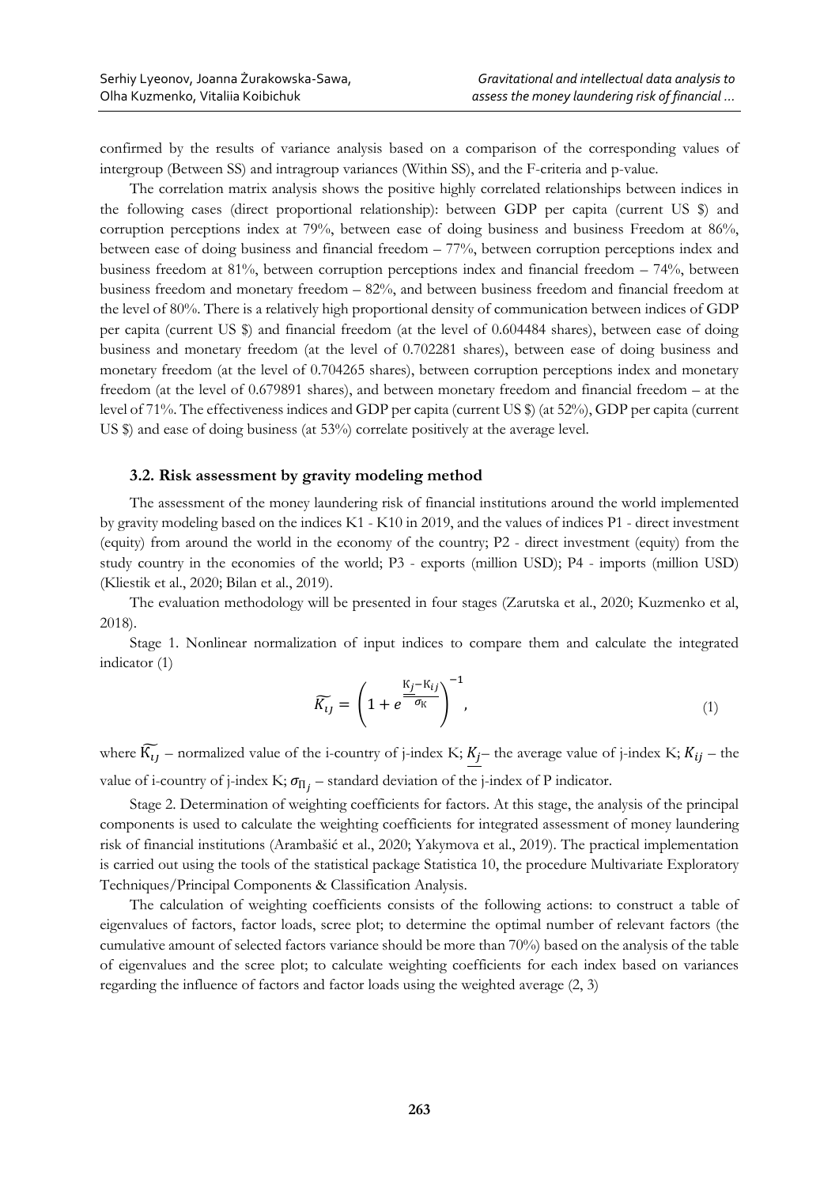confirmed by the results of variance analysis based on a comparison of the corresponding values of intergroup (Between SS) and intragroup variances (Within SS), and the F-criteria and p-value.

The correlation matrix analysis shows the positive highly correlated relationships between indices in the following cases (direct proportional relationship): between GDP per capita (current US $) and corruption perceptions index at 79%, between ease of doing business and business Freedom at 86%, between ease of doing business and financial freedom – 77%, between corruption perceptions index and business freedom at 81%, between corruption perceptions index and financial freedom – 74%, between business freedom and monetary freedom – 82%, and between business freedom and financial freedom at the level of 80%. There is a relatively high proportional density of communication between indices of GDP per capita (current US $) and financial freedom (at the level of 0.604484 shares), between ease of doing business and monetary freedom (at the level of 0.702281 shares), between ease of doing business and monetary freedom (at the level of 0.704265 shares), between corruption perceptions index and monetary freedom (at the level of 0.679891 shares), and between monetary freedom and financial freedom – at the level of 71%. The effectiveness indices and GDP per capita (current US $) (at 52%), GDP per capita (current US $) and ease of doing business (at 53%) correlate positively at the average level.

### 3.2. Risk assessment by gravity modeling method

The assessment of the money laundering risk of financial institutions around the world implemented by gravity modeling based on the indices K1 - K10 in 2019, and the values of indices P1 - direct investment (equity) from around the world in the economy of the country; P2 - direct investment (equity) from the study country in the economies of the world; P3 - exports (million USD); P4 - imports (million USD) (Kliestik et al., 2020; Bilan et al., 2019).

The evaluation methodology will be presented in four stages (Zarutska et al., 2020; Kuzmenko et al, 2018).

Stage 1. Nonlinear normalization of input indices to compare them and calculate the integrated indicator (1)

$$\widetilde{K_{ij}} = \left(1 + e^{\frac{\underline{K_j} - K_{ij}}{\sigma_K}}\right)^{-1}, \tag{1}$$

where $\widetilde{K_{ij}}$ – normalized value of the i-country of j-index K; $\underline{K_j}$– the average value of j-index K; $K_{ij}$ – the value of i-country of j-index K; $\sigma_{\Pi_j}$ – standard deviation of the j-index of P indicator.

Stage 2. Determination of weighting coefficients for factors. At this stage, the analysis of the principal components is used to calculate the weighting coefficients for integrated assessment of money laundering risk of financial institutions (Arambašić et al., 2020; Yakymova et al., 2019). The practical implementation is carried out using the tools of the statistical package Statistica 10, the procedure Multivariate Exploratory Techniques/Principal Components & Classification Analysis.

The calculation of weighting coefficients consists of the following actions: to construct a table of eigenvalues of factors, factor loads, scree plot; to determine the optimal number of relevant factors (the cumulative amount of selected factors variance should be more than 70%) based on the analysis of the table of eigenvalues and the scree plot; to calculate weighting coefficients for each index based on variances regarding the influence of factors and factor loads using the weighted average (2, 3)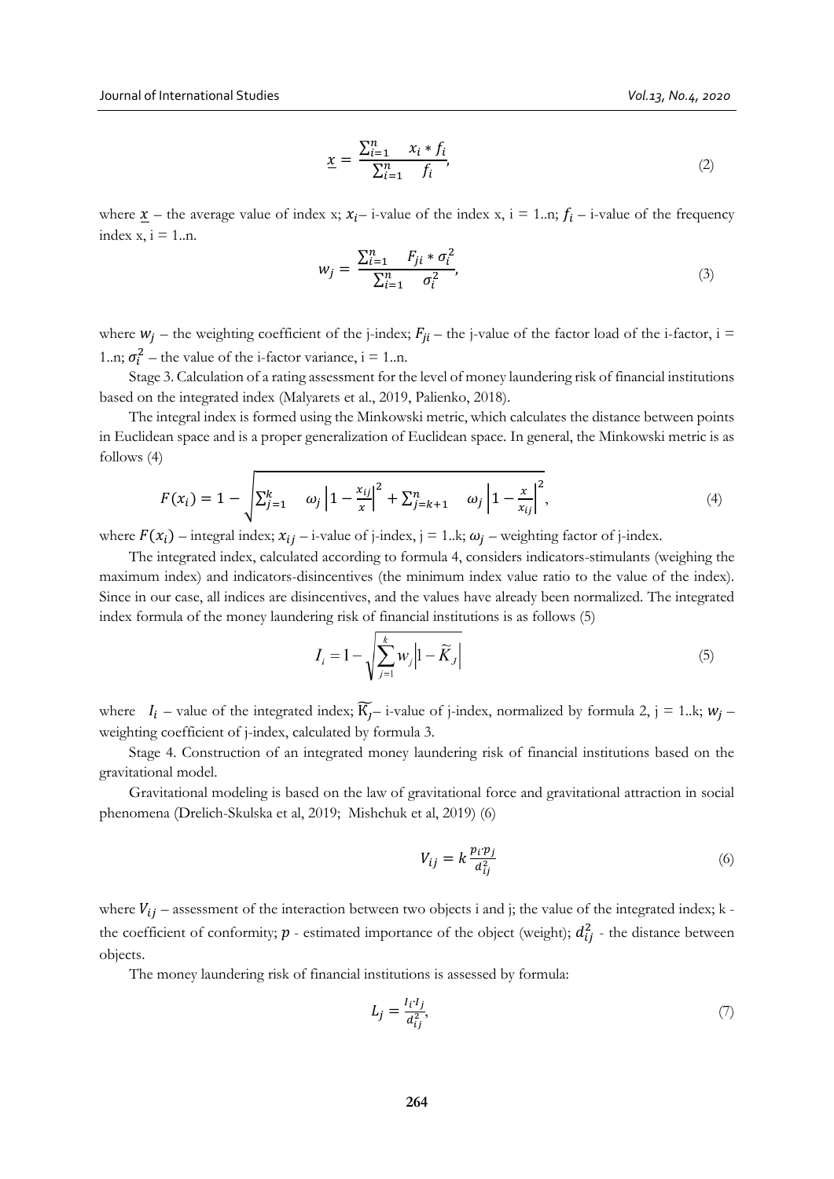$$\underline{x} = \frac{\sum_{i=1}^{n} \quad x_i * f_i}{\sum_{i=1}^{n} \quad f_i}, \tag{2}$$

where $\underline{x}$ – the average value of index x; $x_i$– i-value of the index x, i = 1..n; $f_i$ – i-value of the frequency index x, i = 1..n.

$$w_j = \frac{\sum_{i=1}^{n} \quad F_{ji} * \sigma_i^2}{\sum_{i=1}^{n} \quad \sigma_i^2}, \tag{3}$$

where $w_j$ – the weighting coefficient of the j-index; $F_{ji}$ – the j-value of the factor load of the i-factor, i = 1..n; $\sigma_i^2$ – the value of the i-factor variance, i = 1..n.

Stage 3. Calculation of a rating assessment for the level of money laundering risk of financial institutions based on the integrated index (Malyarets et al., 2019, Palienko, 2018).

The integral index is formed using the Minkowski metric, which calculates the distance between points in Euclidean space and is a proper generalization of Euclidean space. In general, the Minkowski metric is as follows (4)

$$F(x_i) = 1 - \sqrt{\sum_{j=1}^{k} \quad \omega_j \left|1 - \frac{x_{ij}}{x}\right|^2 + \sum_{j=k+1}^{n} \quad \omega_j \left|1 - \frac{x}{x_{ij}}\right|^2}, \tag{4}$$

where $F(x_i)$ – integral index; $x_{ij}$ – i-value of j-index, j = 1..k; $\omega_j$ – weighting factor of j-index.

The integrated index, calculated according to formula 4, considers indicators-stimulants (weighing the maximum index) and indicators-disincentives (the minimum index value ratio to the value of the index). Since in our case, all indices are disincentives, and the values have already been normalized. The integrated index formula of the money laundering risk of financial institutions is as follows (5)

$$I_i = 1 - \sqrt{\sum_{j=1}^{k} w_j \left|1 - \widetilde{K}_J\right|} \tag{5}$$

where $I_i$ – value of the integrated index; $\widetilde{K}_J$– i-value of j-index, normalized by formula 2, j = 1..k; $w_j$ – weighting coefficient of j-index, calculated by formula 3.

Stage 4. Construction of an integrated money laundering risk of financial institutions based on the gravitational model.

Gravitational modeling is based on the law of gravitational force and gravitational attraction in social phenomena (Drelich-Skulska et al, 2019; Mishchuk et al, 2019) (6)

$$V_{ij} = k \frac{p_i \cdot p_j}{d_{ij}^2} \tag{6}$$

where $V_{ij}$ – assessment of the interaction between two objects i and j; the value of the integrated index; k - the coefficient of conformity; $p$ - estimated importance of the object (weight); $d_{ij}^2$ - the distance between objects.

The money laundering risk of financial institutions is assessed by formula:

$$L_j = \frac{I_i \cdot I_j}{d_{ij}^2}, \tag{7}$$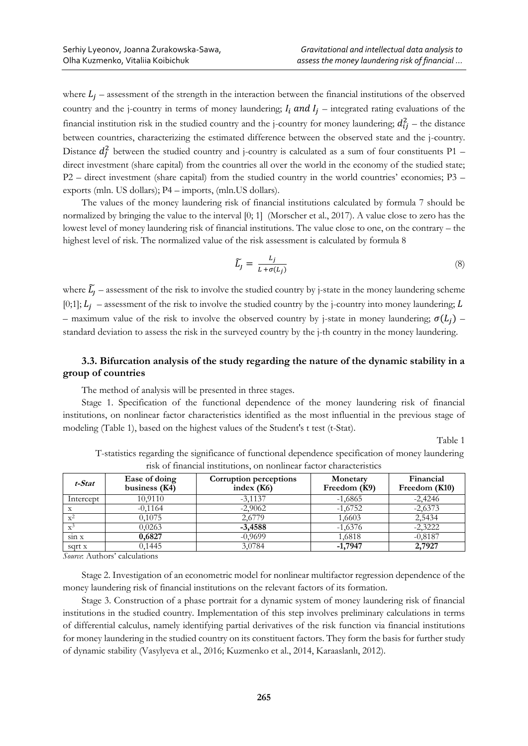where $L_j$ – assessment of the strength in the interaction between the financial institutions of the observed country and the j-country in terms of money laundering; $I_i$ *and* $I_j$ – integrated rating evaluations of the financial institution risk in the studied country and the j-country for money laundering; $d_{ij}^2$ – the distance between countries, characterizing the estimated difference between the observed state and the j-country. Distance $d_j^2$ between the studied country and j-country is calculated as a sum of four constituents P1 – direct investment (share capital) from the countries all over the world in the economy of the studied state; P2 – direct investment (share capital) from the studied country in the world countries' economies; P3 – exports (mln. US dollars); P4 – imports, (mln.US dollars).

The values of the money laundering risk of financial institutions calculated by formula 7 should be normalized by bringing the value to the interval [0; 1] (Morscher et al., 2017). A value close to zero has the lowest level of money laundering risk of financial institutions. The value close to one, on the contrary – the highest level of risk. The normalized value of the risk assessment is calculated by formula 8

$$\widetilde{L_j} = \frac{L_j}{L + \sigma(L_j)} \tag{8}$$

where $\widetilde{L_j}$ – assessment of the risk to involve the studied country by j-state in the money laundering scheme [0;1]; $L_j$ – assessment of the risk to involve the studied country by the j-country into money laundering; $L$ – maximum value of the risk to involve the observed country by j-state in money laundering; $\sigma(L_j)$ – standard deviation to assess the risk in the surveyed country by the j-th country in the money laundering.

### 3.3. Bifurcation analysis of the study regarding the nature of the dynamic stability in a group of countries

The method of analysis will be presented in three stages.

Stage 1. Specification of the functional dependence of the money laundering risk of financial institutions, on nonlinear factor characteristics identified as the most influential in the previous stage of modeling (Table 1), based on the highest values of the Student's t test (t-Stat).

Table 1

T-statistics regarding the significance of functional dependence specification of money laundering risk of financial institutions, on nonlinear factor characteristics

| *t-Stat* | Ease of doing business (K4) | Corruption perceptions index (K6) | Monetary Freedom (K9) | Financial Freedom (K10) |
|---|---|---|---|---|
| Intercept | 10,9110 | -3,1137 | -1,6865 | -2,4246 |
| x | -0,1164 | -2,9062 | -1,6752 | -2,6373 |
| $x^2$ | 0,1075 | 2,6779 | 1,6603 | 2,5434 |
| $x^3$ | 0,0263 | **-3,4588** | -1,6376 | -2,3222 |
| sin x | **0,6827** | -0,9699 | 1,6818 | -0,8187 |
| sqrt x | 0,1445 | 3,0784 | **-1,7947** | **2,7927** |

*Source*: Authors' calculations

Stage 2. Investigation of an econometric model for nonlinear multifactor regression dependence of the money laundering risk of financial institutions on the relevant factors of its formation.

Stage 3. Construction of a phase portrait for a dynamic system of money laundering risk of financial institutions in the studied country. Implementation of this step involves preliminary calculations in terms of differential calculus, namely identifying partial derivatives of the risk function via financial institutions for money laundering in the studied country on its constituent factors. They form the basis for further study of dynamic stability (Vasylyeva et al., 2016; Kuzmenko et al., 2014, Karaaslanlı, 2012).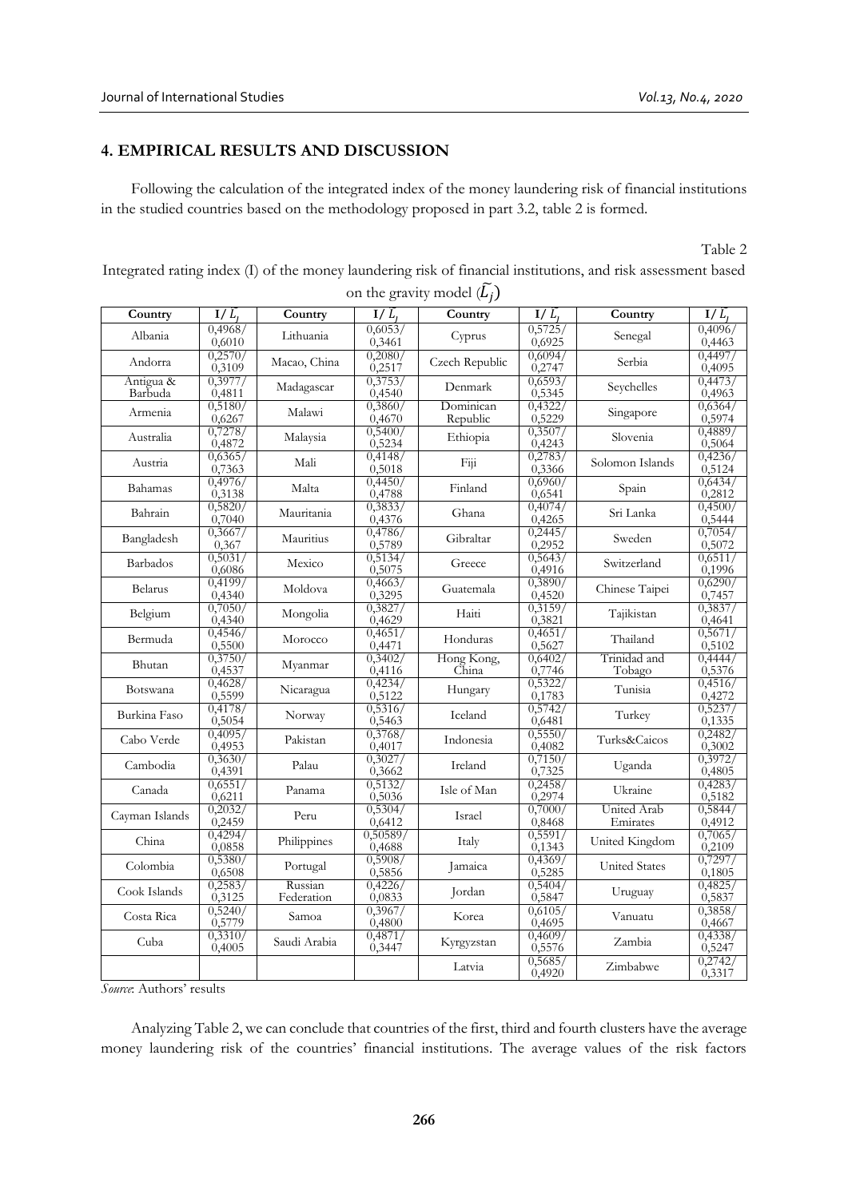## 4. EMPIRICAL RESULTS AND DISCUSSION

Following the calculation of the integrated index of the money laundering risk of financial institutions in the studied countries based on the methodology proposed in part 3.2, table 2 is formed.

Table 2

Integrated rating index (I) of the money laundering risk of financial institutions, and risk assessment based on the gravity model ($\widetilde{L_j}$)

| Country | I/ $\widetilde{L_j}$ | Country | I/ $\widetilde{L_j}$ | Country | I/ $\widetilde{L_j}$ | Country | I/ $\widetilde{L_j}$ |
|---|---|---|---|---|---|---|---|
| Albania | 0,4968/ 0,6010 | Lithuania | 0,6053/ 0,3461 | Cyprus | 0,5725/ 0,6925 | Senegal | 0,4096/ 0,4463 |
| Andorra | 0,2570/ 0,3109 | Macao, China | 0,2080/ 0,2517 | Czech Republic | 0,6094/ 0,2747 | Serbia | 0,4497/ 0,4095 |
| Antigua & Barbuda | 0,3977/ 0,4811 | Madagascar | 0,3753/ 0,4540 | Denmark | 0,6593/ 0,5345 | Seychelles | 0,4473/ 0,4963 |
| Armenia | 0,5180/ 0,6267 | Malawi | 0,3860/ 0,4670 | Dominican Republic | 0,4322/ 0,5229 | Singapore | 0,6364/ 0,5974 |
| Australia | 0,7278/ 0,4872 | Malaysia | 0,5400/ 0,5234 | Ethiopia | 0,3507/ 0,4243 | Slovenia | 0,4889/ 0,5064 |
| Austria | 0,6365/ 0,7363 | Mali | 0,4148/ 0,5018 | Fiji | 0,2783/ 0,3366 | Solomon Islands | 0,4236/ 0,5124 |
| Bahamas | 0,4976/ 0,3138 | Malta | 0,4450/ 0,4788 | Finland | 0,6960/ 0,6541 | Spain | 0,6434/ 0,2812 |
| Bahrain | 0,5820/ 0,7040 | Mauritania | 0,3833/ 0,4376 | Ghana | 0,4074/ 0,4265 | Sri Lanka | 0,4500/ 0,5444 |
| Bangladesh | 0,3667/ 0,367 | Mauritius | 0,4786/ 0,5789 | Gibraltar | 0,2445/ 0,2952 | Sweden | 0,7054/ 0,5072 |
| Barbados | 0,5031/ 0,6086 | Mexico | 0,5134/ 0,5075 | Greece | 0,5643/ 0,4916 | Switzerland | 0,6511/ 0,1996 |
| Belarus | 0,4199/ 0,4340 | Moldova | 0,4663/ 0,3295 | Guatemala | 0,3890/ 0,4520 | Chinese Taipei | 0,6290/ 0,7457 |
| Belgium | 0,7050/ 0,4340 | Mongolia | 0,3827/ 0,4629 | Haiti | 0,3159/ 0,3821 | Tajikistan | 0,3837/ 0,4641 |
| Bermuda | 0,4546/ 0,5500 | Morocco | 0,4651/ 0,4471 | Honduras | 0,4651/ 0,5627 | Thailand | 0,5671/ 0,5102 |
| Bhutan | 0,3750/ 0,4537 | Myanmar | 0,3402/ 0,4116 | Hong Kong, China | 0,6402/ 0,7746 | Trinidad and Tobago | 0,4444/ 0,5376 |
| Botswana | 0,4628/ 0,5599 | Nicaragua | 0,4234/ 0,5122 | Hungary | 0,5322/ 0,1783 | Tunisia | 0,4516/ 0,4272 |
| Burkina Faso | 0,4178/ 0,5054 | Norway | 0,5316/ 0,5463 | Iceland | 0,5742/ 0,6481 | Turkey | 0,5237/ 0,1335 |
| Cabo Verde | 0,4095/ 0,4953 | Pakistan | 0,3768/ 0,4017 | Indonesia | 0,5550/ 0,4082 | Turks&Caicos | 0,2482/ 0,3002 |
| Cambodia | 0,3630/ 0,4391 | Palau | 0,3027/ 0,3662 | Ireland | 0,7150/ 0,7325 | Uganda | 0,3972/ 0,4805 |
| Canada | 0,6551/ 0,6211 | Panama | 0,5132/ 0,5036 | Isle of Man | 0,2458/ 0,2974 | Ukraine | 0,4283/ 0,5182 |
| Cayman Islands | 0,2032/ 0,2459 | Peru | 0,5304/ 0,6412 | Israel | 0,7000/ 0,8468 | United Arab Emirates | 0,5844/ 0,4912 |
| China | 0,4294/ 0,0858 | Philippines | 0,50589/ 0,4688 | Italy | 0,5591/ 0,1343 | United Kingdom | 0,7065/ 0,2109 |
| Colombia | 0,5380/ 0,6508 | Portugal | 0,5908/ 0,5856 | Jamaica | 0,4369/ 0,5285 | United States | 0,7297/ 0,1805 |
| Cook Islands | 0,2583/ 0,3125 | Russian Federation | 0,4226/ 0,0833 | Jordan | 0,5404/ 0,5847 | Uruguay | 0,4825/ 0,5837 |
| Costa Rica | 0,5240/ 0,5779 | Samoa | 0,3967/ 0,4800 | Korea | 0,6105/ 0,4695 | Vanuatu | 0,3858/ 0,4667 |
| Cuba | 0,3310/ 0,4005 | Saudi Arabia | 0,4871/ 0,3447 | Kyrgyzstan | 0,4609/ 0,5576 | Zambia | 0,4338/ 0,5247 |
| | | | | Latvia | 0,5685/ 0,4920 | Zimbabwe | 0,2742/ 0,3317 |

*Source*: Authors' results

Analyzing Table 2, we can conclude that countries of the first, third and fourth clusters have the average money laundering risk of the countries' financial institutions. The average values of the risk factors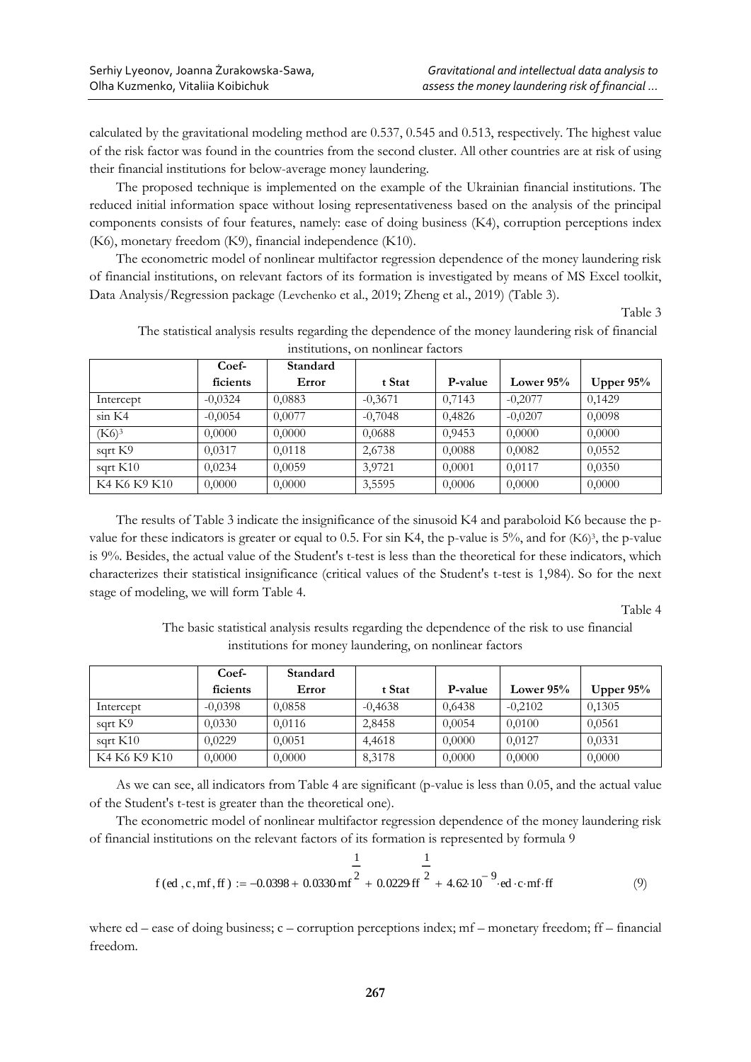calculated by the gravitational modeling method are 0.537, 0.545 and 0.513, respectively. The highest value of the risk factor was found in the countries from the second cluster. All other countries are at risk of using their financial institutions for below-average money laundering.

The proposed technique is implemented on the example of the Ukrainian financial institutions. The reduced initial information space without losing representativeness based on the analysis of the principal components consists of four features, namely: ease of doing business (K4), corruption perceptions index (K6), monetary freedom (K9), financial independence (K10).

The econometric model of nonlinear multifactor regression dependence of the money laundering risk of financial institutions, on relevant factors of its formation is investigated by means of MS Excel toolkit, Data Analysis/Regression package (Levchenko et al., 2019; Zheng et al., 2019) (Table 3).

Table 3

The statistical analysis results regarding the dependence of the money laundering risk of financial institutions, on nonlinear factors

| | Coef-ficients | Standard Error | t Stat | P-value | Lower 95% | Upper 95% |
|---|---|---|---|---|---|---|
| Intercept | -0,0324 | 0,0883 | -0,3671 | 0,7143 | -0,2077 | 0,1429 |
| sin K4 | -0,0054 | 0,0077 | -0,7048 | 0,4826 | -0,0207 | 0,0098 |
| $(K6)^3$ | 0,0000 | 0,0000 | 0,0688 | 0,9453 | 0,0000 | 0,0000 |
| sqrt K9 | 0,0317 | 0,0118 | 2,6738 | 0,0088 | 0,0082 | 0,0552 |
| sqrt K10 | 0,0234 | 0,0059 | 3,9721 | 0,0001 | 0,0117 | 0,0350 |
| K4 K6 K9 K10 | 0,0000 | 0,0000 | 3,5595 | 0,0006 | 0,0000 | 0,0000 |

The results of Table 3 indicate the insignificance of the sinusoid K4 and paraboloid K6 because the p-value for these indicators is greater or equal to 0.5. For sin K4, the p-value is 5%, and for $(K6)^3$, the p-value is 9%. Besides, the actual value of the Student's t-test is less than the theoretical for these indicators, which characterizes their statistical insignificance (critical values of the Student's t-test is 1,984). So for the next stage of modeling, we will form Table 4.

Table 4

The basic statistical analysis results regarding the dependence of the risk to use financial institutions for money laundering, on nonlinear factors

| | Coef-ficients | Standard Error | t Stat | P-value | Lower 95% | Upper 95% |
|---|---|---|---|---|---|---|
| Intercept | -0,0398 | 0,0858 | -0,4638 | 0,6438 | -0,2102 | 0,1305 |
| sqrt K9 | 0,0330 | 0,0116 | 2,8458 | 0,0054 | 0,0100 | 0,0561 |
| sqrt K10 | 0,0229 | 0,0051 | 4,4618 | 0,0000 | 0,0127 | 0,0331 |
| K4 K6 K9 K10 | 0,0000 | 0,0000 | 8,3178 | 0,0000 | 0,0000 | 0,0000 |

As we can see, all indicators from Table 4 are significant (p-value is less than 0.05, and the actual value of the Student's t-test is greater than the theoretical one).

The econometric model of nonlinear multifactor regression dependence of the money laundering risk of financial institutions on the relevant factors of its formation is represented by formula 9

$$f(ed, c, mf, ff) := -0.0398 + 0.0330 \cdot mf^{\frac{1}{2}} + 0.0229 \cdot ff^{\frac{1}{2}} + 4.62 \cdot 10^{-9} \cdot ed \cdot c \cdot mf \cdot ff \tag{9}$$

where ed – ease of doing business; c – corruption perceptions index; mf – monetary freedom; ff – financial freedom.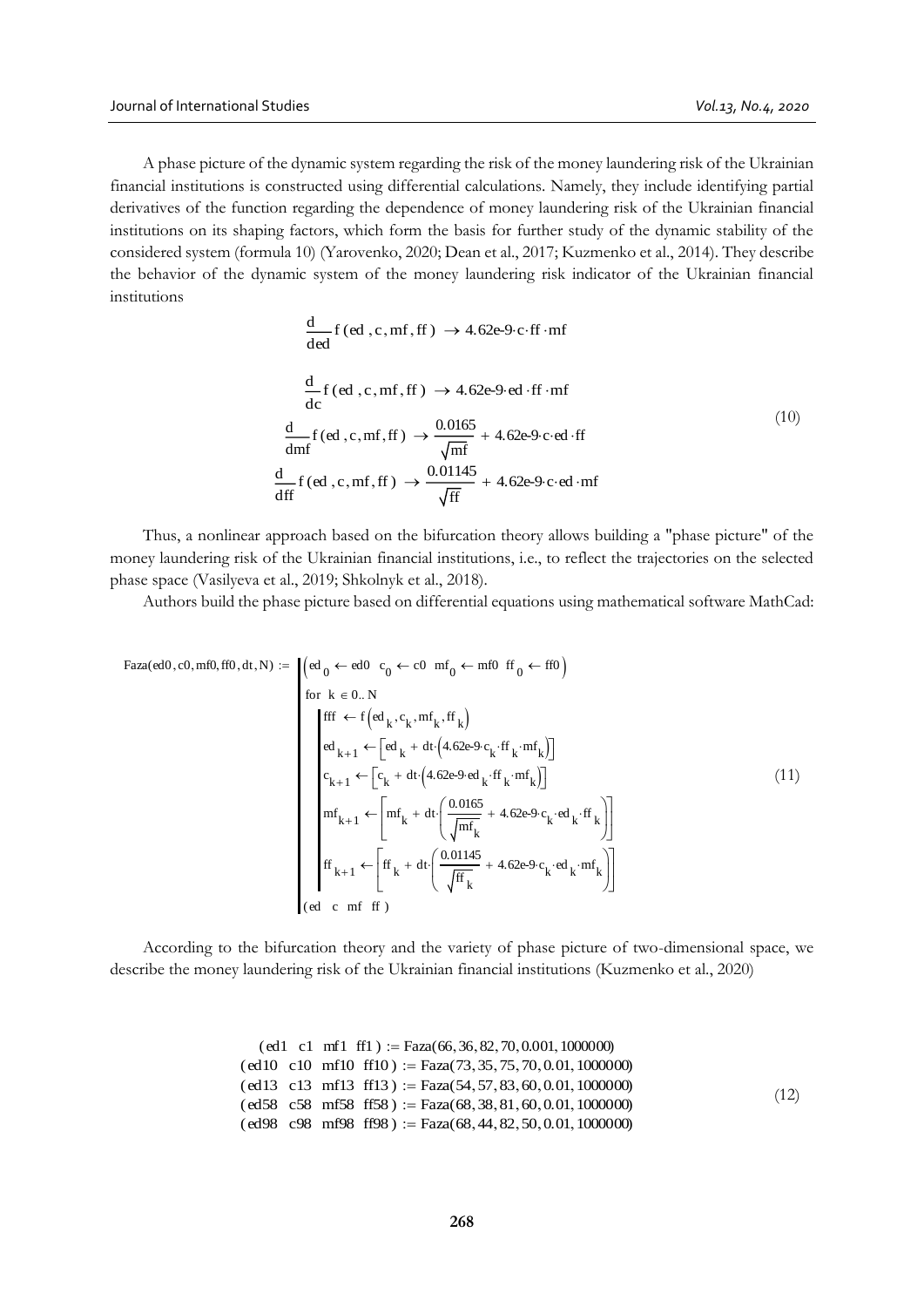A phase picture of the dynamic system regarding the risk of the money laundering risk of the Ukrainian financial institutions is constructed using differential calculations. Namely, they include identifying partial derivatives of the function regarding the dependence of money laundering risk of the Ukrainian financial institutions on its shaping factors, which form the basis for further study of the dynamic stability of the considered system (formula 10) (Yarovenko, 2020; Dean et al., 2017; Kuzmenko et al., 2014). They describe the behavior of the dynamic system of the money laundering risk indicator of the Ukrainian financial institutions

$$
\begin{aligned}
&\frac{d}{ded} f(ed, c, mf, ff) \rightarrow 4.62e\text{-}9 \cdot c \cdot ff \cdot mf \\
&\frac{d}{dc} f(ed, c, mf, ff) \rightarrow 4.62e\text{-}9 \cdot ed \cdot ff \cdot mf \\
&\frac{d}{dmf} f(ed, c, mf, ff) \rightarrow \frac{0.0165}{\sqrt{mf}} + 4.62e\text{-}9 \cdot c \cdot ed \cdot ff \\
&\frac{d}{dff} f(ed, c, mf, ff) \rightarrow \frac{0.01145}{\sqrt{ff}} + 4.62e\text{-}9 \cdot c \cdot ed \cdot mf
\end{aligned}
\tag{10}
$$

Thus, a nonlinear approach based on the bifurcation theory allows building a "phase picture" of the money laundering risk of the Ukrainian financial institutions, i.e., to reflect the trajectories on the selected phase space (Vasilyeva et al., 2019; Shkolnyk et al., 2018).

Authors build the phase picture based on differential equations using mathematical software MathCad:

$$
\text{Faza}(ed0, c0, mf0, ff0, dt, N) := 
\begin{array}{|l}
\left( ed_0 \leftarrow ed0 \quad c_0 \leftarrow c0 \quad mf_0 \leftarrow mf0 \quad ff_0 \leftarrow ff0 \right) \\
\text{for } k \in 0..N \\
\quad \begin{array}{|l}
fff \leftarrow f\left(ed_k, c_k, mf_k, ff_k\right) \\
ed_{k+1} \leftarrow \left[ ed_k + dt \cdot \left(4.62e\text{-}9 \cdot c_k \cdot ff_k \cdot mf_k\right) \right] \\
c_{k+1} \leftarrow \left[ c_k + dt \cdot \left(4.62e\text{-}9 \cdot ed_k \cdot ff_k \cdot mf_k\right) \right] \\
mf_{k+1} \leftarrow \left[ mf_k + dt \cdot \left( \frac{0.0165}{\sqrt{mf_k}} + 4.62e\text{-}9 \cdot c_k \cdot ed_k \cdot ff_k \right) \right] \\
ff_{k+1} \leftarrow \left[ ff_k + dt \cdot \left( \frac{0.01145}{\sqrt{ff_k}} + 4.62e\text{-}9 \cdot c_k \cdot ed_k \cdot mf_k \right) \right]
\end{array} \\
(ed \quad c \quad mf \quad ff)
\end{array}
\tag{11}
$$

According to the bifurcation theory and the variety of phase picture of two-dimensional space, we describe the money laundering risk of the Ukrainian financial institutions (Kuzmenko et al., 2020)

$$
\begin{aligned}
&(ed1 \quad c1 \quad mf1 \quad ff1) := \text{Faza}(66, 36, 82, 70, 0.001, 1000000) \\
&(ed10 \quad c10 \quad mf10 \quad ff10) := \text{Faza}(73, 35, 75, 70, 0.01, 1000000) \\
&(ed13 \quad c13 \quad mf13 \quad ff13) := \text{Faza}(54, 57, 83, 60, 0.01, 1000000) \\
&(ed58 \quad c58 \quad mf58 \quad ff58) := \text{Faza}(68, 38, 81, 60, 0.01, 1000000) \\
&(ed98 \quad c98 \quad mf98 \quad ff98) := \text{Faza}(68, 44, 82, 50, 0.01, 1000000)
\end{aligned}
\tag{12}
$$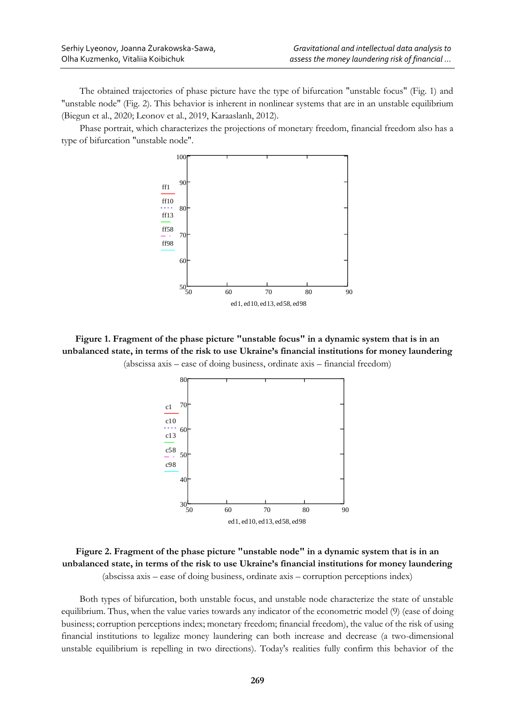The obtained trajectories of phase picture have the type of bifurcation "unstable focus" (Fig. 1) and "unstable node" (Fig. 2). This behavior is inherent in nonlinear systems that are in an unstable equilibrium (Biegun et al., 2020; Leonov et al., 2019, Karaaslanlı, 2012).

Phase portrait, which characterizes the projections of monetary freedom, financial freedom also has a type of bifurcation "unstable node".

**Figure 1. Fragment of the phase picture "unstable focus" in a dynamic system that is in an unbalanced state, in terms of the risk to use Ukraine's financial institutions for money laundering**

(abscissa axis – ease of doing business, ordinate axis – financial freedom)

**Figure 2. Fragment of the phase picture "unstable node" in a dynamic system that is in an unbalanced state, in terms of the risk to use Ukraine's financial institutions for money laundering**

(abscissa axis – ease of doing business, ordinate axis – corruption perceptions index)

Both types of bifurcation, both unstable focus, and unstable node characterize the state of unstable equilibrium. Thus, when the value varies towards any indicator of the econometric model (9) (ease of doing business; corruption perceptions index; monetary freedom; financial freedom), the value of the risk of using financial institutions to legalize money laundering can both increase and decrease (a two-dimensional unstable equilibrium is repelling in two directions). Today's realities fully confirm this behavior of the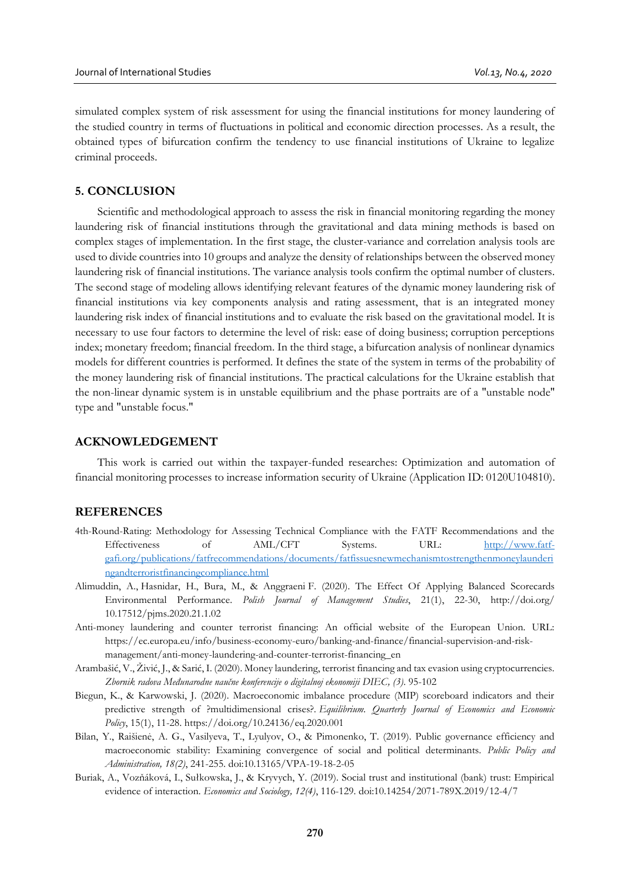simulated complex system of risk assessment for using the financial institutions for money laundering of the studied country in terms of fluctuations in political and economic direction processes. As a result, the obtained types of bifurcation confirm the tendency to use financial institutions of Ukraine to legalize criminal proceeds.

## 5. CONCLUSION

Scientific and methodological approach to assess the risk in financial monitoring regarding the money laundering risk of financial institutions through the gravitational and data mining methods is based on complex stages of implementation. In the first stage, the cluster-variance and correlation analysis tools are used to divide countries into 10 groups and analyze the density of relationships between the observed money laundering risk of financial institutions. The variance analysis tools confirm the optimal number of clusters. The second stage of modeling allows identifying relevant features of the dynamic money laundering risk of financial institutions via key components analysis and rating assessment, that is an integrated money laundering risk index of financial institutions and to evaluate the risk based on the gravitational model. It is necessary to use four factors to determine the level of risk: ease of doing business; corruption perceptions index; monetary freedom; financial freedom. In the third stage, a bifurcation analysis of nonlinear dynamics models for different countries is performed. It defines the state of the system in terms of the probability of the money laundering risk of financial institutions. The practical calculations for the Ukraine establish that the non-linear dynamic system is in unstable equilibrium and the phase portraits are of a "unstable node" type and "unstable focus."

## ACKNOWLEDGEMENT

This work is carried out within the taxpayer-funded researches: Optimization and automation of financial monitoring processes to increase information security of Ukraine (Application ID: 0120U104810).

## REFERENCES

4th-Round-Rating: Methodology for Assessing Technical Compliance with the FATF Recommendations and the Effectiveness of AML/CFT Systems. URL: http://www.fatf-gafi.org/publications/fatfrecommendations/documents/fatfissuesnewmechanismtostrengthenmoneylaunderingandterroristfinancingcompliance.html

Alimuddin, A., Hasnidar, H., Bura, M., & Anggraeni F. (2020). The Effect Of Applying Balanced Scorecards Environmental Performance. *Polish Journal of Management Studies*, 21(1), 22-30, http://doi.org/ 10.17512/pjms.2020.21.1.02

Anti-money laundering and counter terrorist financing: An official website of the European Union. URL: https://ec.europa.eu/info/business-economy-euro/banking-and-finance/financial-supervision-and-risk-management/anti-money-laundering-and-counter-terrorist-financing_en

Arambašić, V., Živić, J., & Sarić, I. (2020). Money laundering, terrorist financing and tax evasion using cryptocurrencies. *Zbornik radova Međunarodne naučne konferencije o digitalnoj ekonomiji DIEC, (3)*. 95-102

Biegun, K., & Karwowski, J. (2020). Macroeconomic imbalance procedure (MIP) scoreboard indicators and their predictive strength of ?multidimensional crises?. *Equilibrium. Quarterly Journal of Economics and Economic Policy*, 15(1), 11-28. https://doi.org/10.24136/eq.2020.001

Bilan, Y., Raišienė, A. G., Vasilyeva, T., Lyulyov, O., & Pimonenko, T. (2019). Public governance efficiency and macroeconomic stability: Examining convergence of social and political determinants. *Public Policy and Administration, 18(2)*, 241-255. doi:10.13165/VPA-19-18-2-05

Buriak, A., Vozňáková, I., Sułkowska, J., & Kryvych, Y. (2019). Social trust and institutional (bank) trust: Empirical evidence of interaction. *Economics and Sociology, 12(4)*, 116-129. doi:10.14254/2071-789X.2019/12-4/7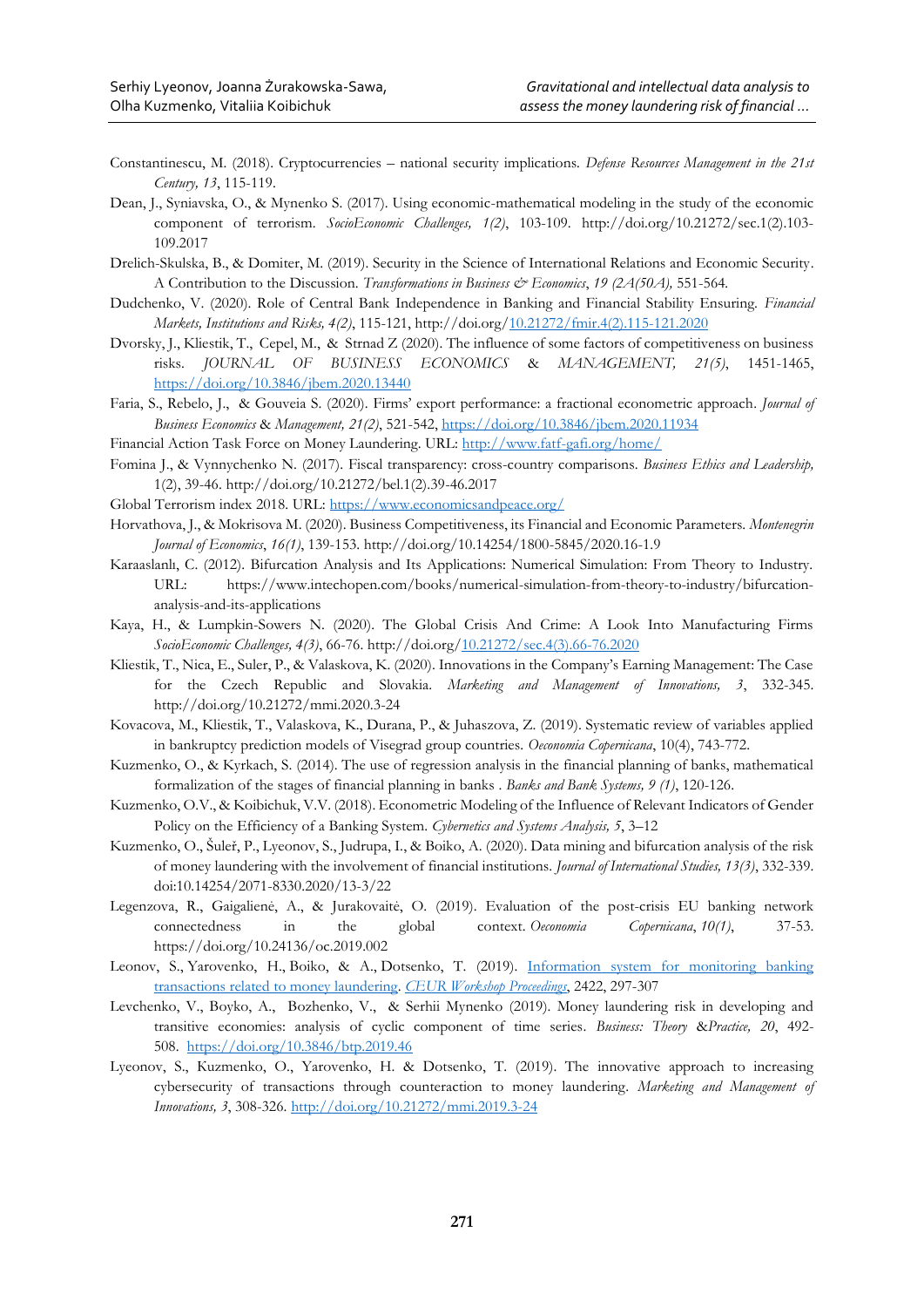Constantinescu, M. (2018). Cryptocurrencies – national security implications. *Defense Resources Management in the 21st Century, 13*, 115-119.

Dean, J., Syniavska, O., & Mynenko S. (2017). Using economic-mathematical modeling in the study of the economic component of terrorism. *SocioEconomic Challenges, 1(2)*, 103-109. http://doi.org/10.21272/sec.1(2).103-109.2017

Drelich-Skulska, B., & Domiter, M. (2019). Security in the Science of International Relations and Economic Security. A Contribution to the Discussion. *Transformations in Business & Economics*, *19 (2A(50A),* 551-564.

Dudchenko, V. (2020). Role of Central Bank Independence in Banking and Financial Stability Ensuring. *Financial Markets, Institutions and Risks, 4(2)*, 115-121, http://doi.org/10.21272/fmir.4(2).115-121.2020

Dvorsky, J., Kliestik, T., Cepel, M., & Strnad Z (2020). The influence of some factors of competitiveness on business risks. *JOURNAL OF BUSINESS ECONOMICS & MANAGEMENT, 21(5)*, 1451-1465, https://doi.org/10.3846/jbem.2020.13440

Faria, S., Rebelo, J., & Gouveia S. (2020). Firms' export performance: a fractional econometric approach. *Journal of Business Economics & Management, 21(2)*, 521-542, https://doi.org/10.3846/jbem.2020.11934

Financial Action Task Force on Money Laundering. URL: http://www.fatf-gafi.org/home/

Fomina J., & Vynnychenko N. (2017). Fiscal transparency: cross-country comparisons. *Business Ethics and Leadership,* 1(2), 39-46. http://doi.org/10.21272/bel.1(2).39-46.2017

Global Terrorism index 2018. URL: https://www.economicsandpeace.org/

Horvathova, J., & Mokrisova M. (2020). Business Competitiveness, its Financial and Economic Parameters. *Montenegrin Journal of Economics*, *16(1)*, 139-153. http://doi.org/10.14254/1800-5845/2020.16-1.9

Karaaslanlı, C. (2012). Bifurcation Analysis and Its Applications: Numerical Simulation: From Theory to Industry. URL: https://www.intechopen.com/books/numerical-simulation-from-theory-to-industry/bifurcation-analysis-and-its-applications

Kaya, H., & Lumpkin-Sowers N. (2020). The Global Crisis And Crime: A Look Into Manufacturing Firms *SocioEconomic Challenges, 4(3)*, 66-76. http://doi.org/10.21272/sec.4(3).66-76.2020

Kliestik, T., Nica, E., Suler, P., & Valaskova, K. (2020). Innovations in the Company's Earning Management: The Case for the Czech Republic and Slovakia. *Marketing and Management of Innovations, 3*, 332-345. http://doi.org/10.21272/mmi.2020.3-24

Kovacova, M., Kliestik, T., Valaskova, K., Durana, P., & Juhaszova, Z. (2019). Systematic review of variables applied in bankruptcy prediction models of Visegrad group countries. *Oeconomia Copernicana*, 10(4), 743-772.

Kuzmenko, O., & Kyrkach, S. (2014). The use of regression analysis in the financial planning of banks, mathematical formalization of the stages of financial planning in banks . *Banks and Bank Systems, 9 (1)*, 120-126.

Kuzmenko, O.V., & Koibichuk, V.V. (2018). Econometric Modeling of the Influence of Relevant Indicators of Gender Policy on the Efficiency of a Banking System. *Cybernetics and Systems Analysis, 5*, 3–12

Kuzmenko, O., Šuleř, P., Lyeonov, S., Judrupa, I., & Boiko, A. (2020). Data mining and bifurcation analysis of the risk of money laundering with the involvement of financial institutions. *Journal of International Studies, 13(3)*, 332-339. doi:10.14254/2071-8330.2020/13-3/22

Legenzova, R., Gaigalienė, A., & Jurakovaitė, O. (2019). Evaluation of the post-crisis EU banking network connectedness in the global context. *Oeconomia Copernicana*, *10(1)*, 37-53. https://doi.org/10.24136/oc.2019.002

Leonov, S., Yarovenko, H., Boiko, & A., Dotsenko, T. (2019). Information system for monitoring banking transactions related to money laundering. *CEUR Workshop Proceedings*, 2422, 297-307

Levchenko, V., Boyko, A., Bozhenko, V., & Serhii Mynenko (2019). Money laundering risk in developing and transitive economies: analysis of cyclic component of time series. *Business: Theory &Practice, 20*, 492-508. https://doi.org/10.3846/btp.2019.46

Lyeonov, S., Kuzmenko, O., Yarovenko, H. & Dotsenko, T. (2019). The innovative approach to increasing cybersecurity of transactions through counteraction to money laundering. *Marketing and Management of Innovations, 3*, 308-326. http://doi.org/10.21272/mmi.2019.3-24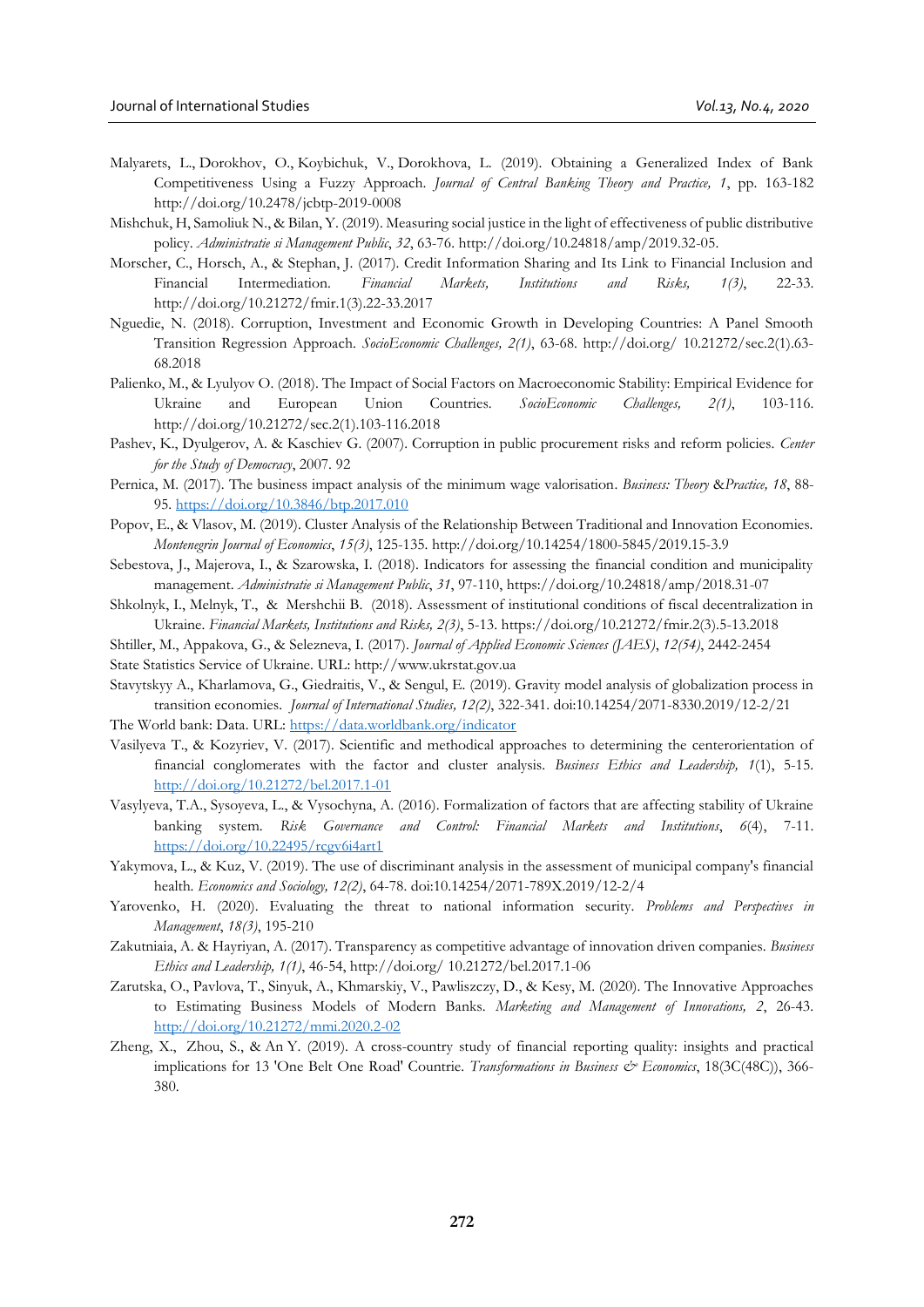Malyarets, L., Dorokhov, O., Koybichuk, V., Dorokhova, L. (2019). Obtaining a Generalized Index of Bank Competitiveness Using a Fuzzy Approach. *Journal of Central Banking Theory and Practice, 1*, pp. 163-182 http://doi.org/10.2478/jcbtp-2019-0008

Mishchuk, H, Samoliuk N., & Bilan, Y. (2019). Measuring social justice in the light of effectiveness of public distributive policy. *Administratie si Management Public*, *32*, 63-76. http://doi.org/10.24818/amp/2019.32-05.

Morscher, C., Horsch, A., & Stephan, J. (2017). Credit Information Sharing and Its Link to Financial Inclusion and Financial Intermediation. *Financial Markets, Institutions and Risks, 1(3)*, 22-33. http://doi.org/10.21272/fmir.1(3).22-33.2017

Nguedie, N. (2018). Corruption, Investment and Economic Growth in Developing Countries: A Panel Smooth Transition Regression Approach. *SocioEconomic Challenges, 2(1)*, 63-68. http://doi.org/ 10.21272/sec.2(1).63-68.2018

Palienko, M., & Lyulyov O. (2018). The Impact of Social Factors on Macroeconomic Stability: Empirical Evidence for Ukraine and European Union Countries. *SocioEconomic Challenges, 2(1)*, 103-116. http://doi.org/10.21272/sec.2(1).103-116.2018

Pashev, K., Dyulgerov, A. & Kaschiev G. (2007). Corruption in public procurement risks and reform policies. *Center for the Study of Democracy*, 2007. 92

Pernica, M. (2017). The business impact analysis of the minimum wage valorisation. *Business: Theory &Practice, 18*, 88-95. https://doi.org/10.3846/btp.2017.010

Popov, E., & Vlasov, M. (2019). Cluster Analysis of the Relationship Between Traditional and Innovation Economies. *Montenegrin Journal of Economics*, *15(3)*, 125-135. http://doi.org/10.14254/1800-5845/2019.15-3.9

Sebestova, J., Majerova, I., & Szarowska, I. (2018). Indicators for assessing the financial condition and municipality management. *Administratie si Management Public*, *31*, 97-110, https://doi.org/10.24818/amp/2018.31-07

Shkolnyk, I., Melnyk, T., & Mershchii B. (2018). Assessment of institutional conditions of fiscal decentralization in Ukraine. *Financial Markets, Institutions and Risks, 2(3)*, 5-13. https://doi.org/10.21272/fmir.2(3).5-13.2018

Shtiller, M., Appakova, G., & Selezneva, I. (2017). *Journal of Applied Economic Sciences (JAES)*, *12(54)*, 2442-2454

State Statistics Service of Ukraine. URL: http://www.ukrstat.gov.ua

Stavytskyy A., Kharlamova, G., Giedraitis, V., & Sengul, E. (2019). Gravity model analysis of globalization process in transition economies. *Journal of International Studies, 12(2)*, 322-341. doi:10.14254/2071-8330.2019/12-2/21

The World bank: Data. URL: https://data.worldbank.org/indicator

Vasilyeva T., & Kozyriev, V. (2017). Scientific and methodical approaches to determining the centerorientation of financial conglomerates with the factor and cluster analysis. *Business Ethics and Leadership, 1*(1), 5-15. http://doi.org/10.21272/bel.2017.1-01

Vasylyeva, T.A., Sysoyeva, L., & Vysochyna, A. (2016). Formalization of factors that are affecting stability of Ukraine banking system. *Risk Governance and Control: Financial Markets and Institutions*, *6*(4), 7-11. https://doi.org/10.22495/rcgv6i4art1

Yakymova, L., & Kuz, V. (2019). The use of discriminant analysis in the assessment of municipal company's financial health. *Economics and Sociology, 12(2)*, 64-78. doi:10.14254/2071-789X.2019/12-2/4

Yarovenko, H. (2020). Evaluating the threat to national information security. *Problems and Perspectives in Management*, *18(3)*, 195-210

Zakutniaia, A. & Hayriyan, A. (2017). Transparency as competitive advantage of innovation driven companies. *Business Ethics and Leadership, 1(1)*, 46-54, http://doi.org/ 10.21272/bel.2017.1-06

Zarutska, O., Pavlova, T., Sinyuk, A., Khmarskiy, V., Pawliszczy, D., & Kesy, M. (2020). The Innovative Approaches to Estimating Business Models of Modern Banks. *Marketing and Management of Innovations, 2*, 26-43. http://doi.org/10.21272/mmi.2020.2-02

Zheng, X., Zhou, S., & An Y. (2019). A cross-country study of financial reporting quality: insights and practical implications for 13 'One Belt One Road' Countrie. *Transformations in Business & Economics*, 18(3C(48C)), 366-380.